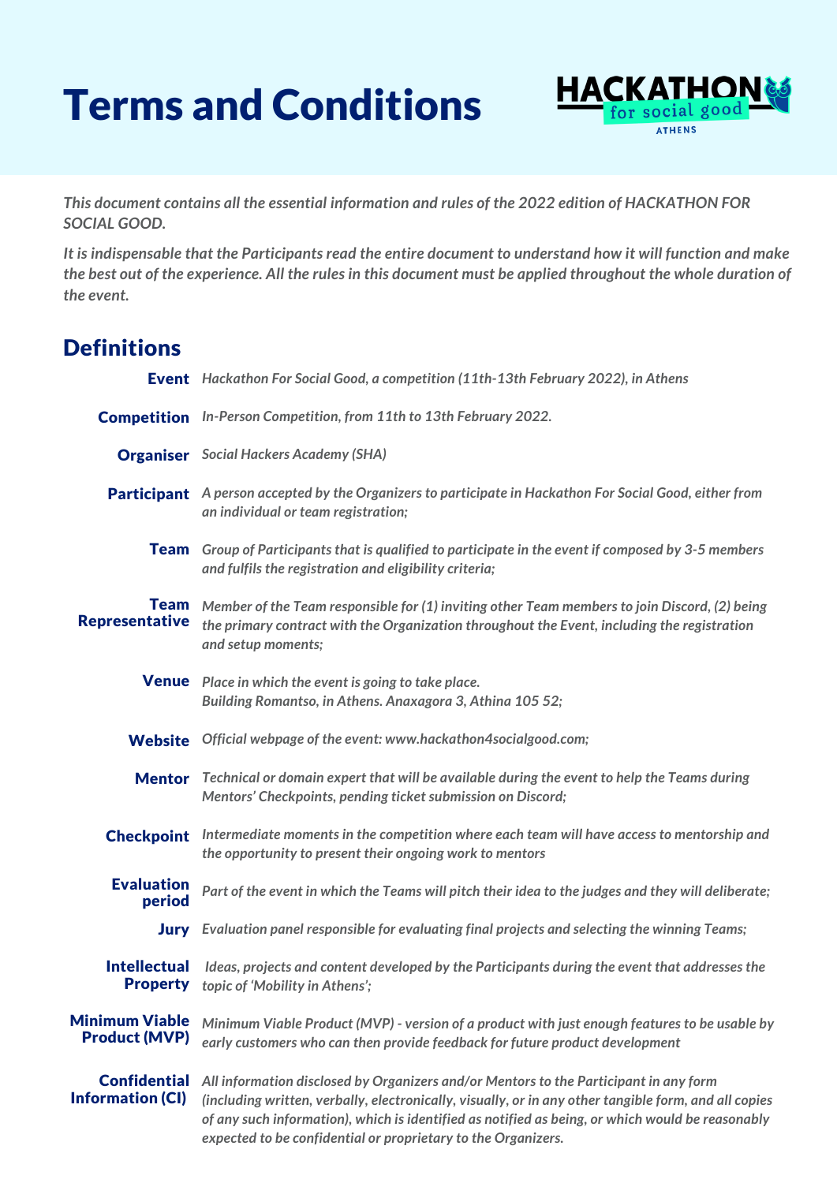# Terms and Conditions

*This document contains all the essential information and rules of the 2022 edition of HACKATHON FOR SOCIAL GOOD.*

*It is indispensable that the Participants read the entire document to understand how it will function and make the best out of the experience. All the rules in this document must be applied throughout the whole duration of the event.*

## Definitions

| | |
|---|---|
| **Event** | *Hackathon For Social Good, a competition (11th-13th February 2022), in Athens* |
| **Competition** | *In-Person Competition, from 11th to 13th February 2022.* |
| **Organiser** | *Social Hackers Academy (SHA)* |
| **Participant** | *A person accepted by the Organizers to participate in Hackathon For Social Good, either from an individual or team registration;* |
| **Team** | *Group of Participants that is qualified to participate in the event if composed by 3-5 members and fulfils the registration and eligibility criteria;* |
| **Team Representative** | *Member of the Team responsible for (1) inviting other Team members to join Discord, (2) being the primary contract with the Organization throughout the Event, including the registration and setup moments;* |
| **Venue** | *Place in which the event is going to take place. Building Romantso, in Athens. Anaxagora 3, Athina 105 52;* |
| **Website** | *Official webpage of the event: www.hackathon4socialgood.com;* |
| **Mentor** | *Technical or domain expert that will be available during the event to help the Teams during Mentors' Checkpoints, pending ticket submission on Discord;* |
| **Checkpoint** | *Intermediate moments in the competition where each team will have access to mentorship and the opportunity to present their ongoing work to mentors* |
| **Evaluation period** | *Part of the event in which the Teams will pitch their idea to the judges and they will deliberate;* |
| **Jury** | *Evaluation panel responsible for evaluating final projects and selecting the winning Teams;* |
| **Intellectual Property** | *Ideas, projects and content developed by the Participants during the event that addresses the topic of 'Mobility in Athens';* |
| **Minimum Viable Product (MVP)** | *Minimum Viable Product (MVP) - version of a product with just enough features to be usable by early customers who can then provide feedback for future product development* |
| **Confidential Information (CI)** | *All information disclosed by Organizers and/or Mentors to the Participant in any form (including written, verbally, electronically, visually, or in any other tangible form, and all copies of any such information), which is identified as notified as being, or which would be reasonably expected to be confidential or proprietary to the Organizers.* |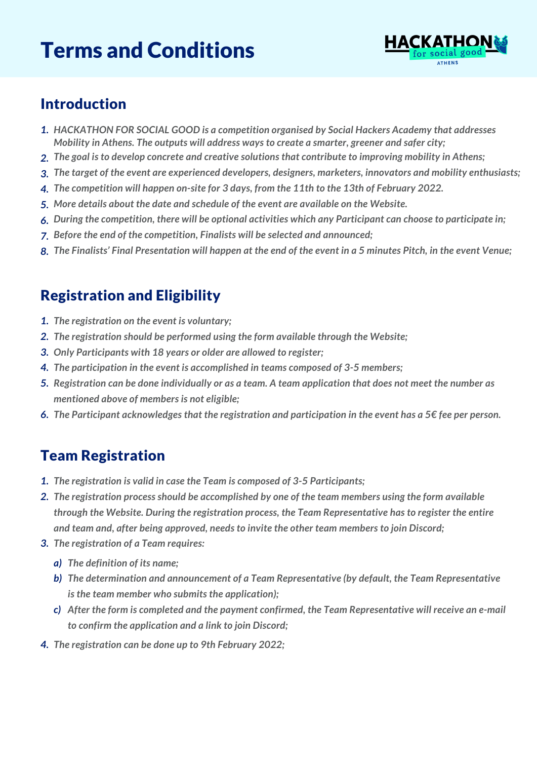# Terms and Conditions

## Introduction

1. *HACKATHON FOR SOCIAL GOOD is a competition organised by Social Hackers Academy that addresses Mobility in Athens. The outputs will address ways to create a smarter, greener and safer city;*
2. *The goal is to develop concrete and creative solutions that contribute to improving mobility in Athens;*
3. *The target of the event are experienced developers, designers, marketers, innovators and mobility enthusiasts;*
4. *The competition will happen on-site for 3 days, from the 11th to the 13th of February 2022.*
5. *More details about the date and schedule of the event are available on the Website.*
6. *During the competition, there will be optional activities which any Participant can choose to participate in;*
7. *Before the end of the competition, Finalists will be selected and announced;*
8. *The Finalists' Final Presentation will happen at the end of the event in a 5 minutes Pitch, in the event Venue;*

## Registration and Eligibility

1. *The registration on the event is voluntary;*
2. *The registration should be performed using the form available through the Website;*
3. *Only Participants with 18 years or older are allowed to register;*
4. *The participation in the event is accomplished in teams composed of 3-5 members;*
5. *Registration can be done individually or as a team. A team application that does not meet the number as mentioned above of members is not eligible;*
6. *The Participant acknowledges that the registration and participation in the event has a 5€ fee per person.*

## Team Registration

1. *The registration is valid in case the Team is composed of 3-5 Participants;*
2. *The registration process should be accomplished by one of the team members using the form available through the Website. During the registration process, the Team Representative has to register the entire and team and, after being approved, needs to invite the other team members to join Discord;*
3. *The registration of a Team requires:*
   a) *The definition of its name;*
   b) *The determination and announcement of a Team Representative (by default, the Team Representative is the team member who submits the application);*
   c) *After the form is completed and the payment confirmed, the Team Representative will receive an e-mail to confirm the application and a link to join Discord;*
4. *The registration can be done up to 9th February 2022;*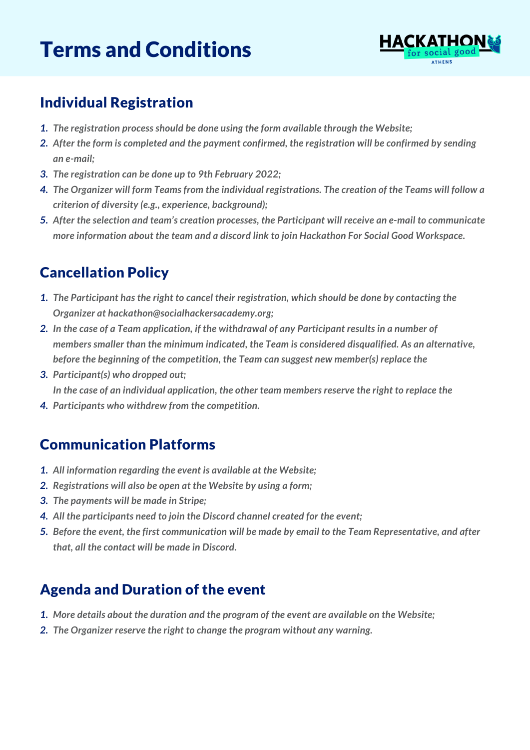# Terms and Conditions

## Individual Registration

1. *The registration process should be done using the form available through the Website;*
2. *After the form is completed and the payment confirmed, the registration will be confirmed by sending an e-mail;*
3. *The registration can be done up to 9th February 2022;*
4. *The Organizer will form Teams from the individual registrations. The creation of the Teams will follow a criterion of diversity (e.g., experience, background);*
5. *After the selection and team's creation processes, the Participant will receive an e-mail to communicate more information about the team and a discord link to join Hackathon For Social Good Workspace.*

## Cancellation Policy

1. *The Participant has the right to cancel their registration, which should be done by contacting the Organizer at hackathon@socialhackersacademy.org;*
2. *In the case of a Team application, if the withdrawal of any Participant results in a number of members smaller than the minimum indicated, the Team is considered disqualified. As an alternative, before the beginning of the competition, the Team can suggest new member(s) replace the*
3. *Participant(s) who dropped out;*
   *In the case of an individual application, the other team members reserve the right to replace the*
4. *Participants who withdrew from the competition.*

## Communication Platforms

1. *All information regarding the event is available at the Website;*
2. *Registrations will also be open at the Website by using a form;*
3. *The payments will be made in Stripe;*
4. *All the participants need to join the Discord channel created for the event;*
5. *Before the event, the first communication will be made by email to the Team Representative, and after that, all the contact will be made in Discord.*

## Agenda and Duration of the event

1. *More details about the duration and the program of the event are available on the Website;*
2. *The Organizer reserve the right to change the program without any warning.*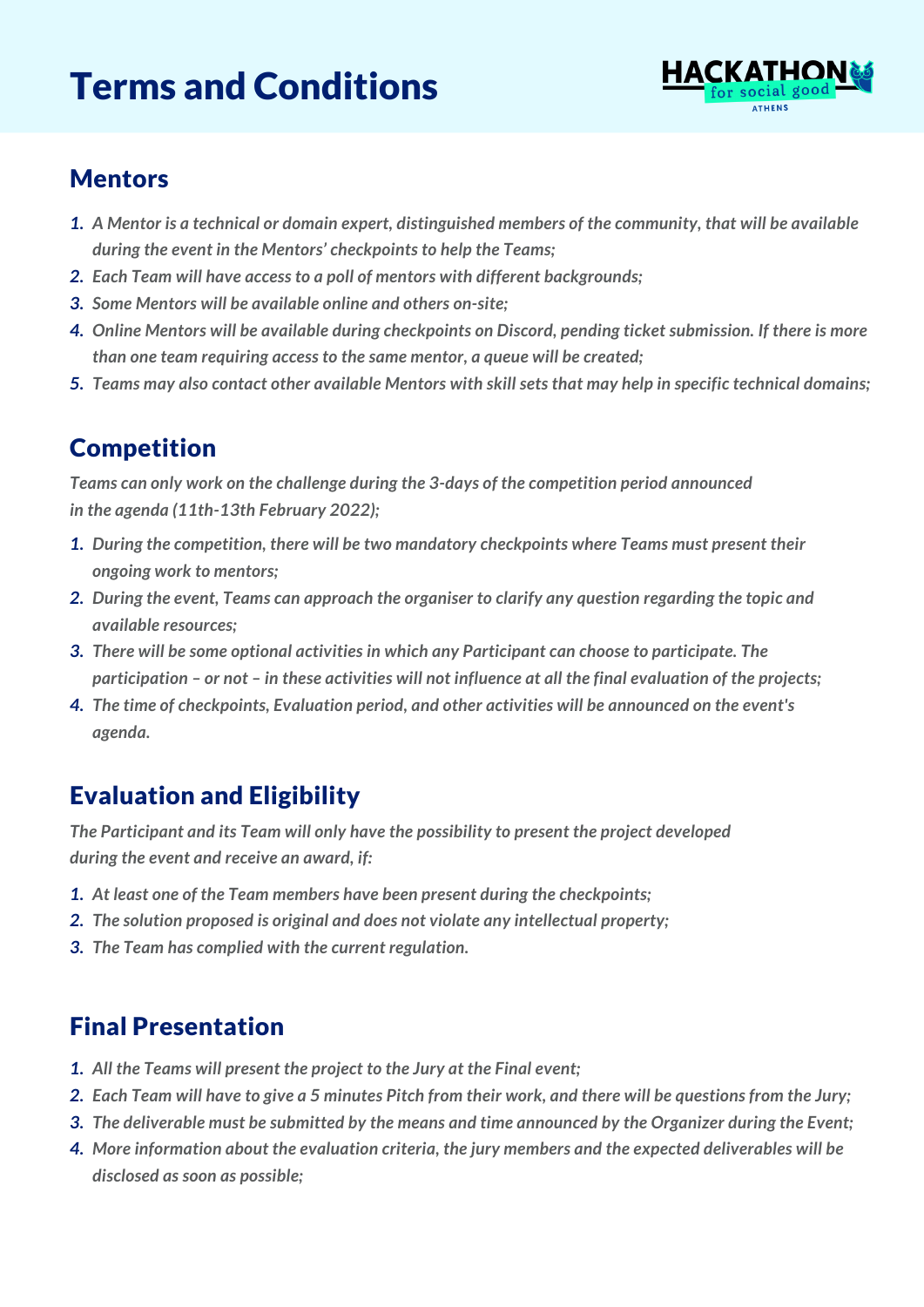# Terms and Conditions

HACKATHON for social good ATHENS

## Mentors

1. *A Mentor is a technical or domain expert, distinguished members of the community, that will be available during the event in the Mentors' checkpoints to help the Teams;*
2. *Each Team will have access to a poll of mentors with different backgrounds;*
3. *Some Mentors will be available online and others on-site;*
4. *Online Mentors will be available during checkpoints on Discord, pending ticket submission. If there is more than one team requiring access to the same mentor, a queue will be created;*
5. *Teams may also contact other available Mentors with skill sets that may help in specific technical domains;*

## Competition

*Teams can only work on the challenge during the 3-days of the competition period announced in the agenda (11th-13th February 2022);*

1. *During the competition, there will be two mandatory checkpoints where Teams must present their ongoing work to mentors;*
2. *During the event, Teams can approach the organiser to clarify any question regarding the topic and available resources;*
3. *There will be some optional activities in which any Participant can choose to participate. The participation – or not – in these activities will not influence at all the final evaluation of the projects;*
4. *The time of checkpoints, Evaluation period, and other activities will be announced on the event's agenda.*

## Evaluation and Eligibility

*The Participant and its Team will only have the possibility to present the project developed during the event and receive an award, if:*

1. *At least one of the Team members have been present during the checkpoints;*
2. *The solution proposed is original and does not violate any intellectual property;*
3. *The Team has complied with the current regulation.*

## Final Presentation

1. *All the Teams will present the project to the Jury at the Final event;*
2. *Each Team will have to give a 5 minutes Pitch from their work, and there will be questions from the Jury;*
3. *The deliverable must be submitted by the means and time announced by the Organizer during the Event;*
4. *More information about the evaluation criteria, the jury members and the expected deliverables will be disclosed as soon as possible;*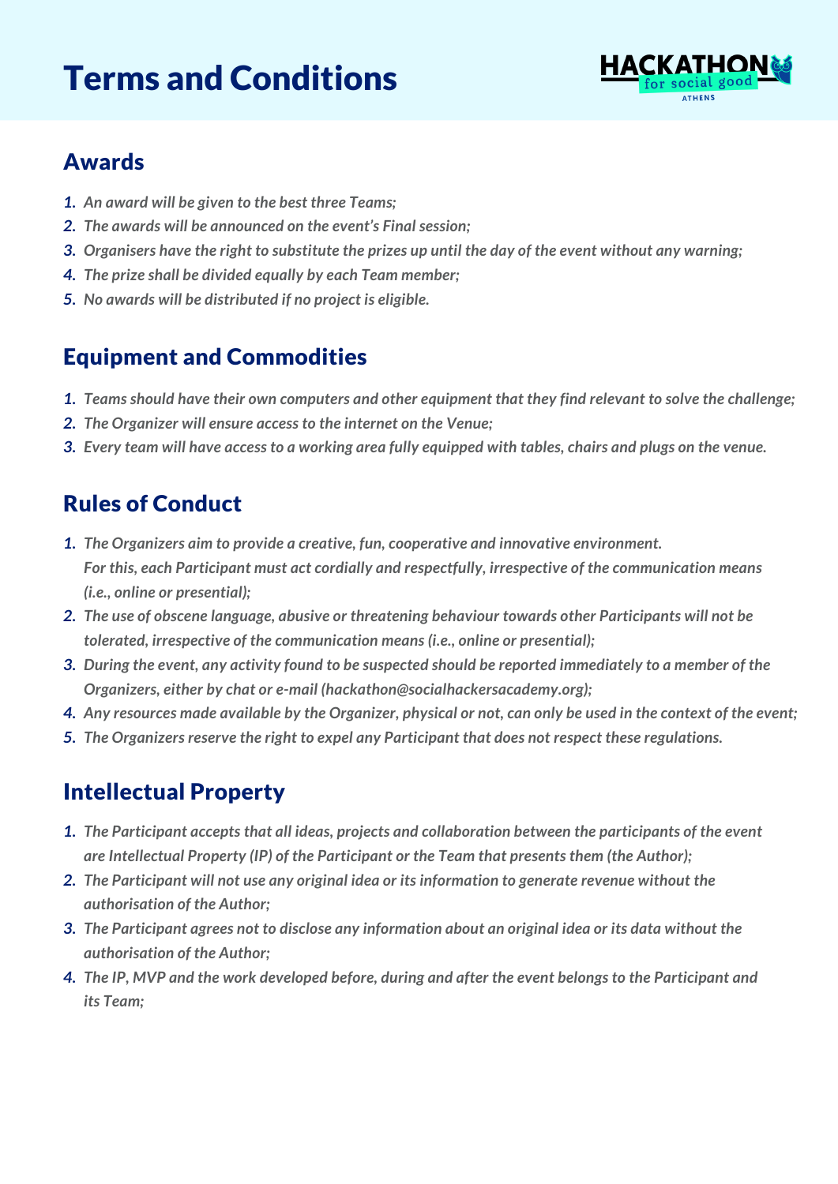# Terms and Conditions

## Awards

1. *An award will be given to the best three Teams;*
2. *The awards will be announced on the event's Final session;*
3. *Organisers have the right to substitute the prizes up until the day of the event without any warning;*
4. *The prize shall be divided equally by each Team member;*
5. *No awards will be distributed if no project is eligible.*

## Equipment and Commodities

1. *Teams should have their own computers and other equipment that they find relevant to solve the challenge;*
2. *The Organizer will ensure access to the internet on the Venue;*
3. *Every team will have access to a working area fully equipped with tables, chairs and plugs on the venue.*

## Rules of Conduct

1. *The Organizers aim to provide a creative, fun, cooperative and innovative environment. For this, each Participant must act cordially and respectfully, irrespective of the communication means (i.e., online or presential);*
2. *The use of obscene language, abusive or threatening behaviour towards other Participants will not be tolerated, irrespective of the communication means (i.e., online or presential);*
3. *During the event, any activity found to be suspected should be reported immediately to a member of the Organizers, either by chat or e-mail (hackathon@socialhackersacademy.org);*
4. *Any resources made available by the Organizer, physical or not, can only be used in the context of the event;*
5. *The Organizers reserve the right to expel any Participant that does not respect these regulations.*

## Intellectual Property

1. *The Participant accepts that all ideas, projects and collaboration between the participants of the event are Intellectual Property (IP) of the Participant or the Team that presents them (the Author);*
2. *The Participant will not use any original idea or its information to generate revenue without the authorisation of the Author;*
3. *The Participant agrees not to disclose any information about an original idea or its data without the authorisation of the Author;*
4. *The IP, MVP and the work developed before, during and after the event belongs to the Participant and its Team;*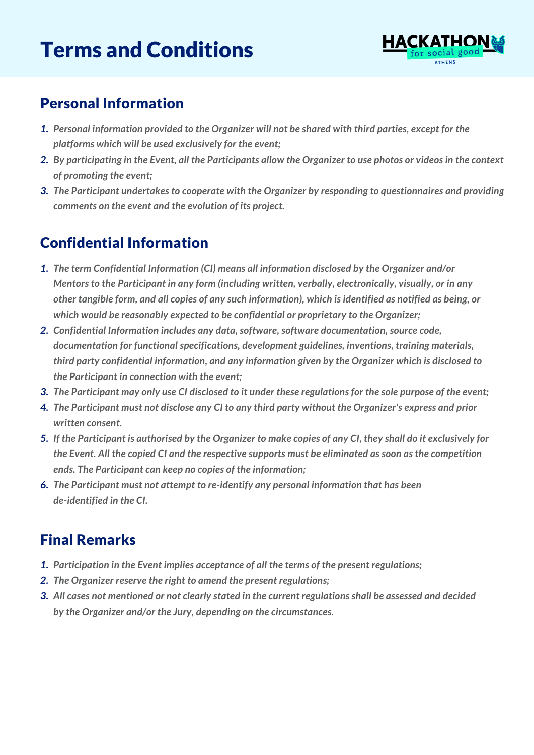# Terms and Conditions

## Personal Information

1. *Personal information provided to the Organizer will not be shared with third parties, except for the platforms which will be used exclusively for the event;*
2. *By participating in the Event, all the Participants allow the Organizer to use photos or videos in the context of promoting the event;*
3. *The Participant undertakes to cooperate with the Organizer by responding to questionnaires and providing comments on the event and the evolution of its project.*

## Confidential Information

1. *The term Confidential Information (CI) means all information disclosed by the Organizer and/or Mentors to the Participant in any form (including written, verbally, electronically, visually, or in any other tangible form, and all copies of any such information), which is identified as notified as being, or which would be reasonably expected to be confidential or proprietary to the Organizer;*
2. *Confidential Information includes any data, software, software documentation, source code, documentation for functional specifications, development guidelines, inventions, training materials, third party confidential information, and any information given by the Organizer which is disclosed to the Participant in connection with the event;*
3. *The Participant may only use CI disclosed to it under these regulations for the sole purpose of the event;*
4. *The Participant must not disclose any CI to any third party without the Organizer's express and prior written consent.*
5. *If the Participant is authorised by the Organizer to make copies of any CI, they shall do it exclusively for the Event. All the copied CI and the respective supports must be eliminated as soon as the competition ends. The Participant can keep no copies of the information;*
6. *The Participant must not attempt to re-identify any personal information that has been de-identified in the CI.*

## Final Remarks

1. *Participation in the Event implies acceptance of all the terms of the present regulations;*
2. *The Organizer reserve the right to amend the present regulations;*
3. *All cases not mentioned or not clearly stated in the current regulations shall be assessed and decided by the Organizer and/or the Jury, depending on the circumstances.*